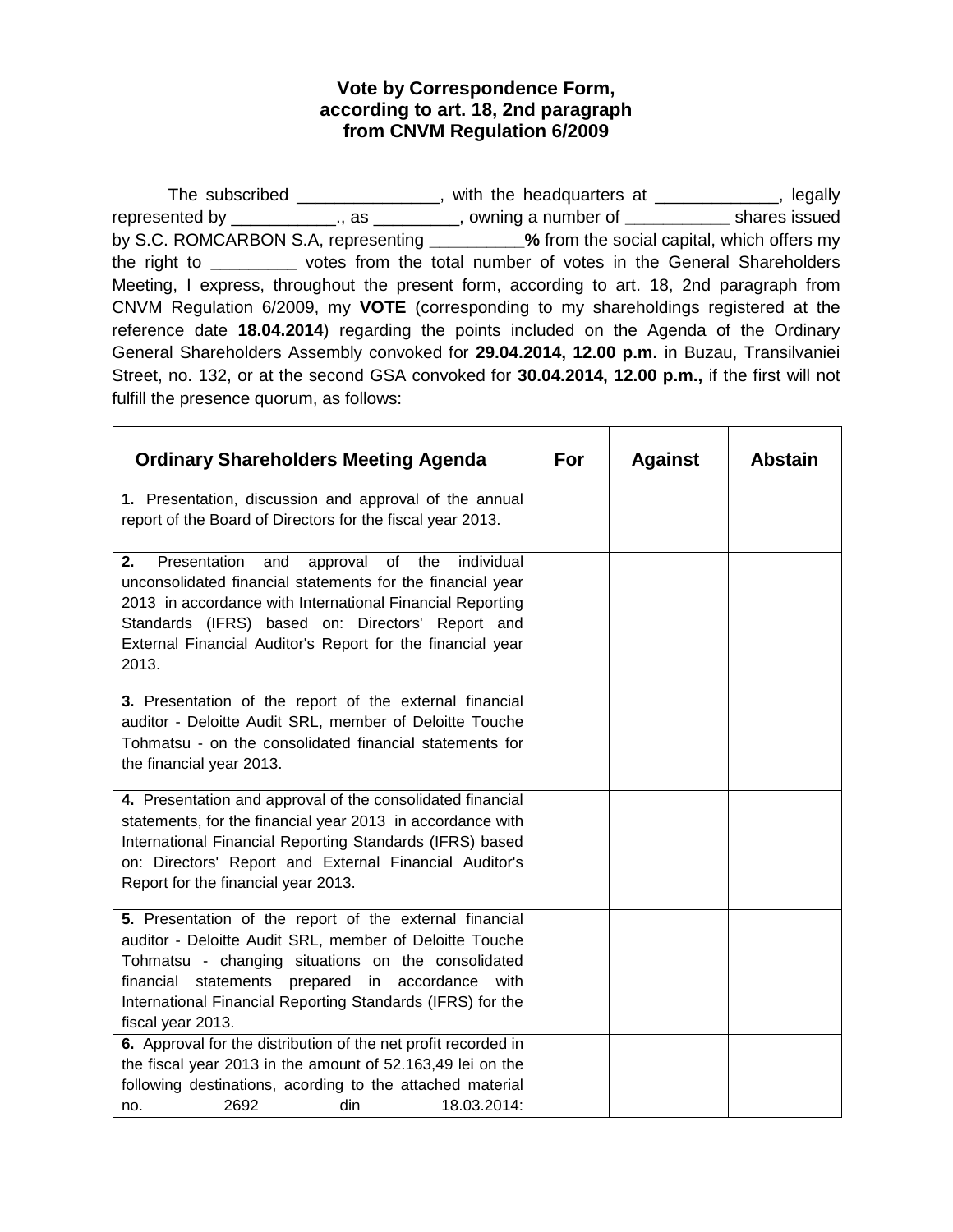# Vote by Correspondence Form, according to art. 18, 2nd paragraph from CNVM Regulation 6/2009

The subscribed _______________, with the headquarters at _____________, legally represented by ___________., as _________, owning a number of ___________ shares issued by S.C. ROMCARBON S.A, representing __________**%** from the social capital, which offers my the right to _________ votes from the total number of votes in the General Shareholders Meeting, I express, throughout the present form, according to art. 18, 2nd paragraph from CNVM Regulation 6/2009, my **VOTE** (corresponding to my shareholdings registered at the reference date **18.04.2014**) regarding the points included on the Agenda of the Ordinary General Shareholders Assembly convoked for **29.04.2014, 12.00 p.m.** in Buzau, Transilvaniei Street, no. 132, or at the second GSA convoked for **30.04.2014, 12.00 p.m.,** if the first will not fulfill the presence quorum, as follows:

| Ordinary Shareholders Meeting Agenda | For | Against | Abstain |
|---|---|---|---|
| **1.** Presentation, discussion and approval of the annual report of the Board of Directors for the fiscal year 2013. | | | |
| **2.** Presentation and approval of the individual unconsolidated financial statements for the financial year 2013 in accordance with International Financial Reporting Standards (IFRS) based on: Directors' Report and External Financial Auditor's Report for the financial year 2013. | | | |
| **3.** Presentation of the report of the external financial auditor - Deloitte Audit SRL, member of Deloitte Touche Tohmatsu - on the consolidated financial statements for the financial year 2013. | | | |
| **4.** Presentation and approval of the consolidated financial statements, for the financial year 2013 in accordance with International Financial Reporting Standards (IFRS) based on: Directors' Report and External Financial Auditor's Report for the financial year 2013. | | | |
| **5.** Presentation of the report of the external financial auditor - Deloitte Audit SRL, member of Deloitte Touche Tohmatsu - changing situations on the consolidated financial statements prepared in accordance with International Financial Reporting Standards (IFRS) for the fiscal year 2013. | | | |
| **6.** Approval for the distribution of the net profit recorded in the fiscal year 2013 in the amount of 52.163,49 lei on the following destinations, acording to the attached material no. 2692 din 18.03.2014: | | | |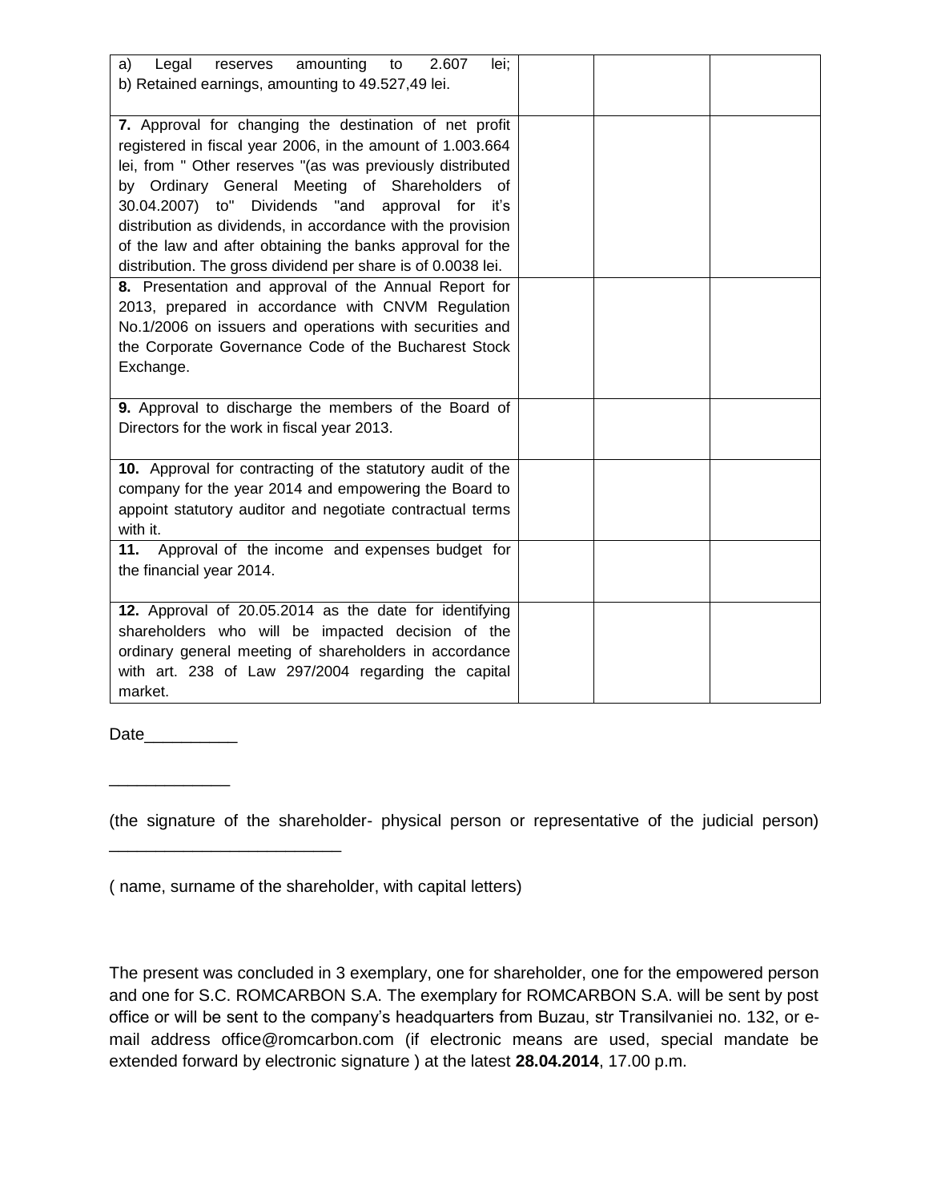| | | | |
|---|---|---|---|
| a) Legal reserves amounting to 2.607 lei;<br>b) Retained earnings, amounting to 49.527,49 lei. | | | |
| **7.** Approval for changing the destination of net profit registered in fiscal year 2006, in the amount of 1.003.664 lei, from " Other reserves "(as was previously distributed by Ordinary General Meeting of Shareholders of 30.04.2007) to" Dividends "and approval for it's distribution as dividends, in accordance with the provision of the law and after obtaining the banks approval for the distribution. The gross dividend per share is of 0.0038 lei. | | | |
| **8.** Presentation and approval of the Annual Report for 2013, prepared in accordance with CNVM Regulation No.1/2006 on issuers and operations with securities and the Corporate Governance Code of the Bucharest Stock Exchange. | | | |
| **9.** Approval to discharge the members of the Board of Directors for the work in fiscal year 2013. | | | |
| **10.** Approval for contracting of the statutory audit of the company for the year 2014 and empowering the Board to appoint statutory auditor and negotiate contractual terms with it. | | | |
| **11.** Approval of the income and expenses budget for the financial year 2014. | | | |
| **12.** Approval of 20.05.2014 as the date for identifying shareholders who will be impacted decision of the ordinary general meeting of shareholders in accordance with art. 238 of Law 297/2004 regarding the capital market. | | | |

Date__________

_____________

(the signature of the shareholder- physical person or representative of the judicial person)
_________________________

( name, surname of the shareholder, with capital letters)

The present was concluded in 3 exemplary, one for shareholder, one for the empowered person and one for S.C. ROMCARBON S.A. The exemplary for ROMCARBON S.A. will be sent by post office or will be sent to the company's headquarters from Buzau, str Transilvaniei no. 132, or e-mail address office@romcarbon.com (if electronic means are used, special mandate be extended forward by electronic signature ) at the latest **28.04.2014**, 17.00 p.m.